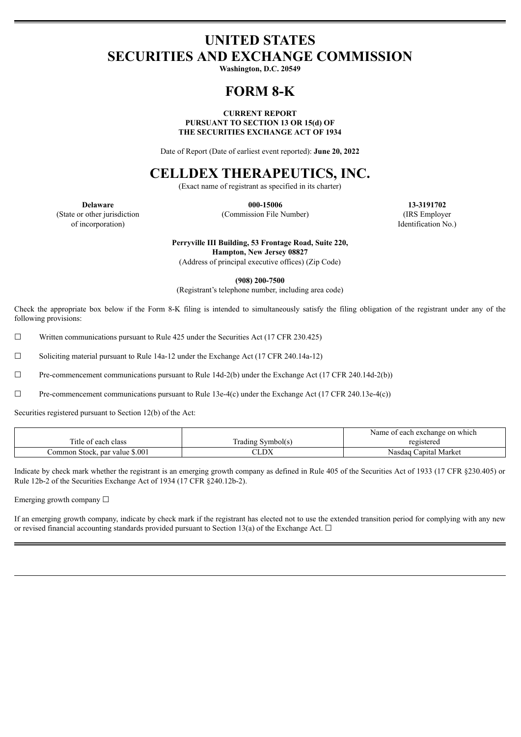# UNITED STATES
# SECURITIES AND EXCHANGE COMMISSION

**Washington, D.C. 20549**

# FORM 8-K

**CURRENT REPORT**
**PURSUANT TO SECTION 13 OR 15(d) OF**
**THE SECURITIES EXCHANGE ACT OF 1934**

Date of Report (Date of earliest event reported): **June 20, 2022**

# CELLDEX THERAPEUTICS, INC.

(Exact name of registrant as specified in its charter)

| **Delaware** | **000-15006** | **13-3191702** |
|---|---|---|
| (State or other jurisdiction of incorporation) | (Commission File Number) | (IRS Employer Identification No.) |

**Perryville III Building, 53 Frontage Road, Suite 220,**
**Hampton, New Jersey 08827**
(Address of principal executive offices) (Zip Code)

**(908) 200-7500**
(Registrant's telephone number, including area code)

Check the appropriate box below if the Form 8-K filing is intended to simultaneously satisfy the filing obligation of the registrant under any of the following provisions:

☐ Written communications pursuant to Rule 425 under the Securities Act (17 CFR 230.425)

☐ Soliciting material pursuant to Rule 14a-12 under the Exchange Act (17 CFR 240.14a-12)

☐ Pre-commencement communications pursuant to Rule 14d-2(b) under the Exchange Act (17 CFR 240.14d-2(b))

☐ Pre-commencement communications pursuant to Rule 13e-4(c) under the Exchange Act (17 CFR 240.13e-4(c))

Securities registered pursuant to Section 12(b) of the Act:

| Title of each class | Trading Symbol(s) | Name of each exchange on which registered |
|---|---|---|
| Common Stock, par value $.001 | CLDX | Nasdaq Capital Market |

Indicate by check mark whether the registrant is an emerging growth company as defined in Rule 405 of the Securities Act of 1933 (17 CFR §230.405) or Rule 12b-2 of the Securities Exchange Act of 1934 (17 CFR §240.12b-2).

Emerging growth company ☐

If an emerging growth company, indicate by check mark if the registrant has elected not to use the extended transition period for complying with any new or revised financial accounting standards provided pursuant to Section 13(a) of the Exchange Act. ☐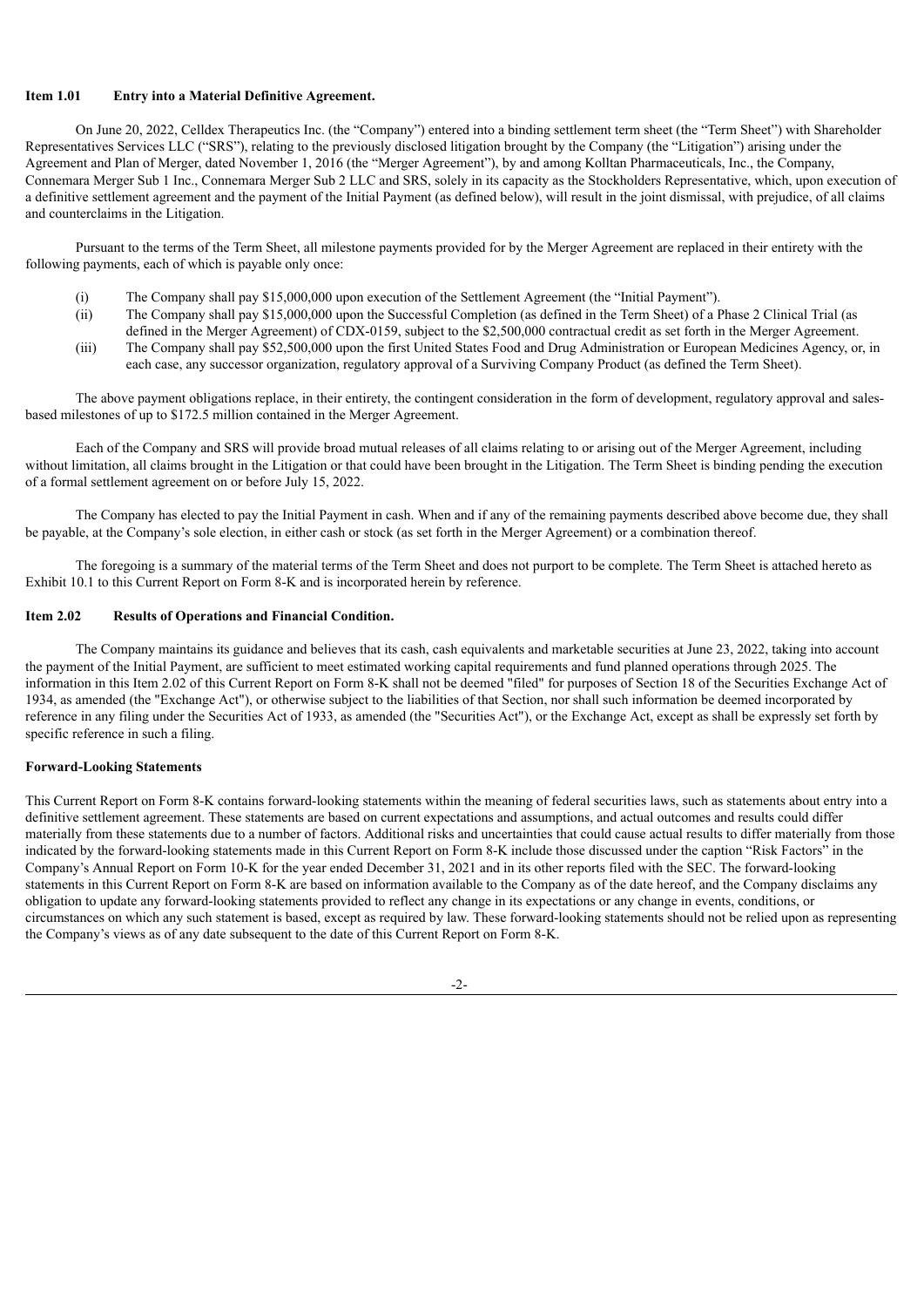**Item 1.01 Entry into a Material Definitive Agreement.**

On June 20, 2022, Celldex Therapeutics Inc. (the "Company") entered into a binding settlement term sheet (the "Term Sheet") with Shareholder Representatives Services LLC ("SRS"), relating to the previously disclosed litigation brought by the Company (the "Litigation") arising under the Agreement and Plan of Merger, dated November 1, 2016 (the "Merger Agreement"), by and among Kolltan Pharmaceuticals, Inc., the Company, Connemara Merger Sub 1 Inc., Connemara Merger Sub 2 LLC and SRS, solely in its capacity as the Stockholders Representative, which, upon execution of a definitive settlement agreement and the payment of the Initial Payment (as defined below), will result in the joint dismissal, with prejudice, of all claims and counterclaims in the Litigation.

Pursuant to the terms of the Term Sheet, all milestone payments provided for by the Merger Agreement are replaced in their entirety with the following payments, each of which is payable only once:

(i) The Company shall pay $15,000,000 upon execution of the Settlement Agreement (the "Initial Payment").

(ii) The Company shall pay $15,000,000 upon the Successful Completion (as defined in the Term Sheet) of a Phase 2 Clinical Trial (as defined in the Merger Agreement) of CDX-0159, subject to the $2,500,000 contractual credit as set forth in the Merger Agreement.

(iii) The Company shall pay $52,500,000 upon the first United States Food and Drug Administration or European Medicines Agency, or, in each case, any successor organization, regulatory approval of a Surviving Company Product (as defined the Term Sheet).

The above payment obligations replace, in their entirety, the contingent consideration in the form of development, regulatory approval and sales-based milestones of up to $172.5 million contained in the Merger Agreement.

Each of the Company and SRS will provide broad mutual releases of all claims relating to or arising out of the Merger Agreement, including without limitation, all claims brought in the Litigation or that could have been brought in the Litigation. The Term Sheet is binding pending the execution of a formal settlement agreement on or before July 15, 2022.

The Company has elected to pay the Initial Payment in cash. When and if any of the remaining payments described above become due, they shall be payable, at the Company's sole election, in either cash or stock (as set forth in the Merger Agreement) or a combination thereof.

The foregoing is a summary of the material terms of the Term Sheet and does not purport to be complete. The Term Sheet is attached hereto as Exhibit 10.1 to this Current Report on Form 8-K and is incorporated herein by reference.

**Item 2.02 Results of Operations and Financial Condition.**

The Company maintains its guidance and believes that its cash, cash equivalents and marketable securities at June 23, 2022, taking into account the payment of the Initial Payment, are sufficient to meet estimated working capital requirements and fund planned operations through 2025. The information in this Item 2.02 of this Current Report on Form 8-K shall not be deemed "filed" for purposes of Section 18 of the Securities Exchange Act of 1934, as amended (the "Exchange Act"), or otherwise subject to the liabilities of that Section, nor shall such information be deemed incorporated by reference in any filing under the Securities Act of 1933, as amended (the "Securities Act"), or the Exchange Act, except as shall be expressly set forth by specific reference in such a filing.

**Forward-Looking Statements**

This Current Report on Form 8-K contains forward-looking statements within the meaning of federal securities laws, such as statements about entry into a definitive settlement agreement. These statements are based on current expectations and assumptions, and actual outcomes and results could differ materially from these statements due to a number of factors. Additional risks and uncertainties that could cause actual results to differ materially from those indicated by the forward-looking statements made in this Current Report on Form 8-K include those discussed under the caption "Risk Factors" in the Company's Annual Report on Form 10-K for the year ended December 31, 2021 and in its other reports filed with the SEC. The forward-looking statements in this Current Report on Form 8-K are based on information available to the Company as of the date hereof, and the Company disclaims any obligation to update any forward-looking statements provided to reflect any change in its expectations or any change in events, conditions, or circumstances on which any such statement is based, except as required by law. These forward-looking statements should not be relied upon as representing the Company's views as of any date subsequent to the date of this Current Report on Form 8-K.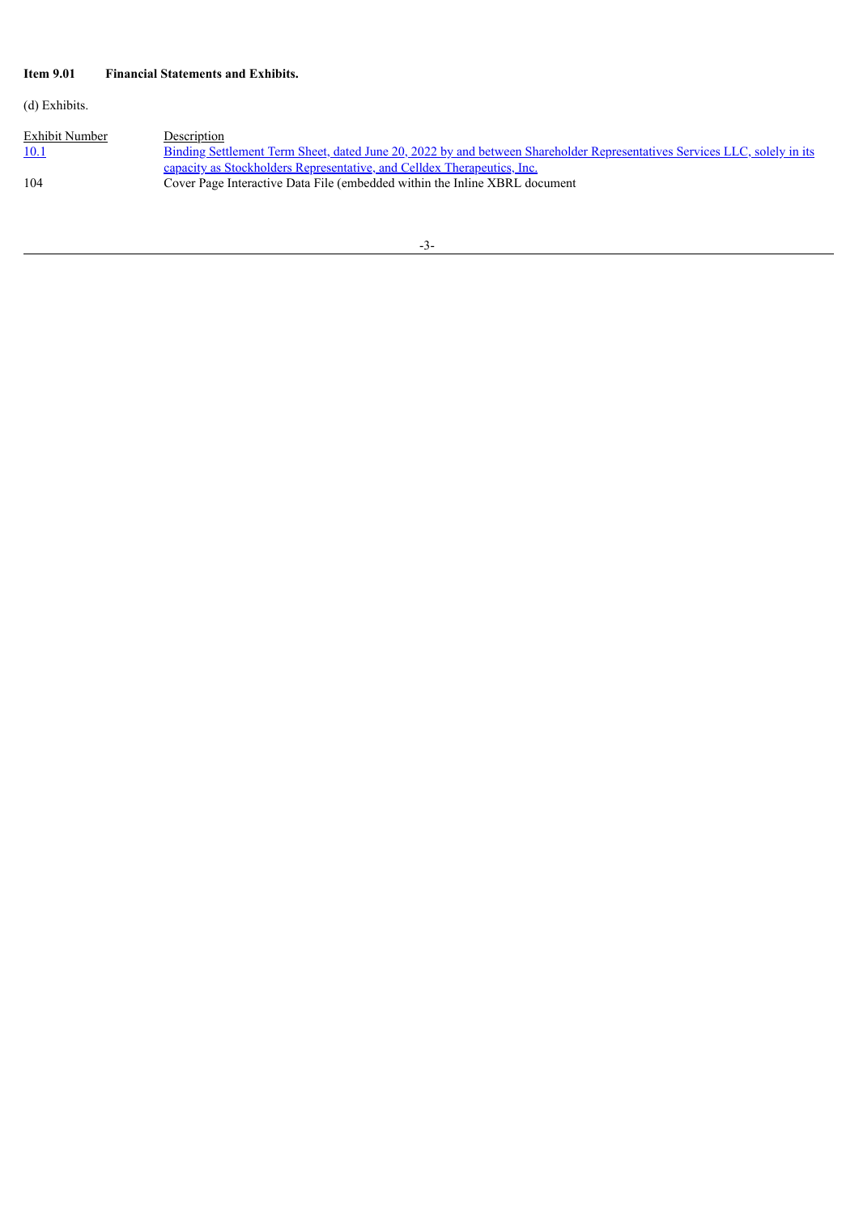**Item 9.01 Financial Statements and Exhibits.**

(d) Exhibits.

| Exhibit Number | Description |
| --- | --- |
| 10.1 | Binding Settlement Term Sheet, dated June 20, 2022 by and between Shareholder Representatives Services LLC, solely in its capacity as Stockholders Representative, and Celldex Therapeutics, Inc. |
| 104 | Cover Page Interactive Data File (embedded within the Inline XBRL document |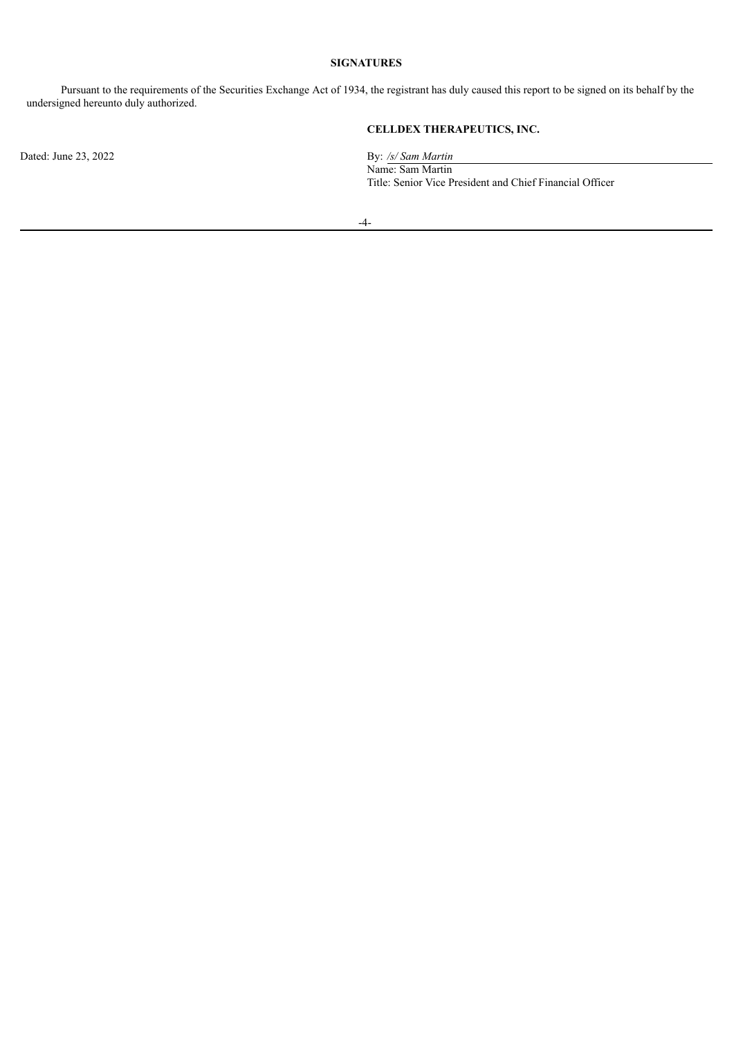## SIGNATURES

Pursuant to the requirements of the Securities Exchange Act of 1934, the registrant has duly caused this report to be signed on its behalf by the undersigned hereunto duly authorized.

**CELLDEX THERAPEUTICS, INC.**

Dated: June 23, 2022

By: */s/ Sam Martin*
Name: Sam Martin
Title: Senior Vice President and Chief Financial Officer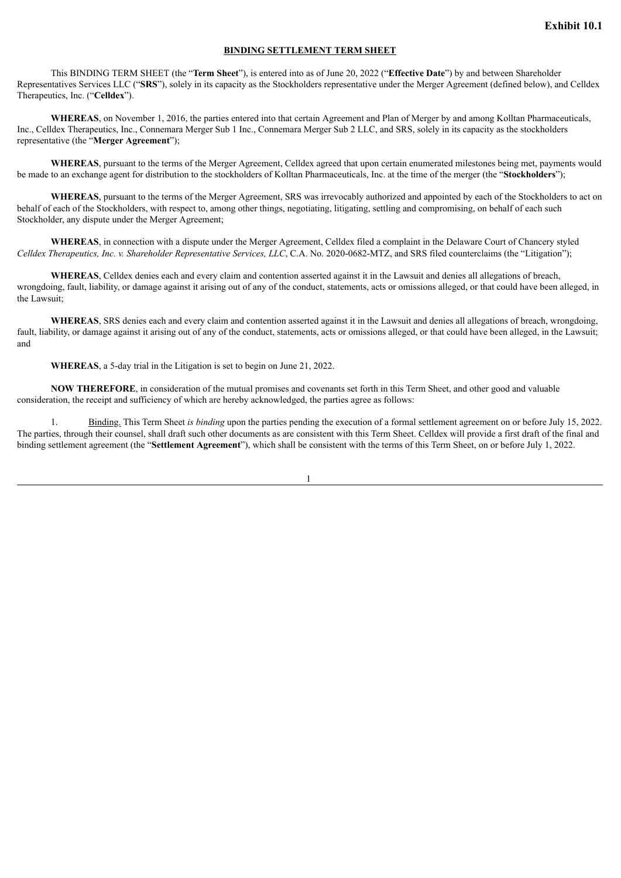**Exhibit 10.1**

**BINDING SETTLEMENT TERM SHEET**

This BINDING TERM SHEET (the "**Term Sheet**"), is entered into as of June 20, 2022 ("**Effective Date**") by and between Shareholder Representatives Services LLC ("**SRS**"), solely in its capacity as the Stockholders representative under the Merger Agreement (defined below), and Celldex Therapeutics, Inc. ("**Celldex**").

**WHEREAS**, on November 1, 2016, the parties entered into that certain Agreement and Plan of Merger by and among Kolltan Pharmaceuticals, Inc., Celldex Therapeutics, Inc., Connemara Merger Sub 1 Inc., Connemara Merger Sub 2 LLC, and SRS, solely in its capacity as the stockholders representative (the "**Merger Agreement**");

**WHEREAS**, pursuant to the terms of the Merger Agreement, Celldex agreed that upon certain enumerated milestones being met, payments would be made to an exchange agent for distribution to the stockholders of Kolltan Pharmaceuticals, Inc. at the time of the merger (the "**Stockholders**");

**WHEREAS**, pursuant to the terms of the Merger Agreement, SRS was irrevocably authorized and appointed by each of the Stockholders to act on behalf of each of the Stockholders, with respect to, among other things, negotiating, litigating, settling and compromising, on behalf of each such Stockholder, any dispute under the Merger Agreement;

**WHEREAS**, in connection with a dispute under the Merger Agreement, Celldex filed a complaint in the Delaware Court of Chancery styled *Celldex Therapeutics, Inc. v. Shareholder Representative Services, LLC*, C.A. No. 2020-0682-MTZ, and SRS filed counterclaims (the "Litigation");

**WHEREAS**, Celldex denies each and every claim and contention asserted against it in the Lawsuit and denies all allegations of breach, wrongdoing, fault, liability, or damage against it arising out of any of the conduct, statements, acts or omissions alleged, or that could have been alleged, in the Lawsuit;

**WHEREAS**, SRS denies each and every claim and contention asserted against it in the Lawsuit and denies all allegations of breach, wrongdoing, fault, liability, or damage against it arising out of any of the conduct, statements, acts or omissions alleged, or that could have been alleged, in the Lawsuit; and

**WHEREAS**, a 5-day trial in the Litigation is set to begin on June 21, 2022.

**NOW THEREFORE**, in consideration of the mutual promises and covenants set forth in this Term Sheet, and other good and valuable consideration, the receipt and sufficiency of which are hereby acknowledged, the parties agree as follows:

1. Binding. This Term Sheet *is binding* upon the parties pending the execution of a formal settlement agreement on or before July 15, 2022. The parties, through their counsel, shall draft such other documents as are consistent with this Term Sheet. Celldex will provide a first draft of the final and binding settlement agreement (the "**Settlement Agreement**"), which shall be consistent with the terms of this Term Sheet, on or before July 1, 2022.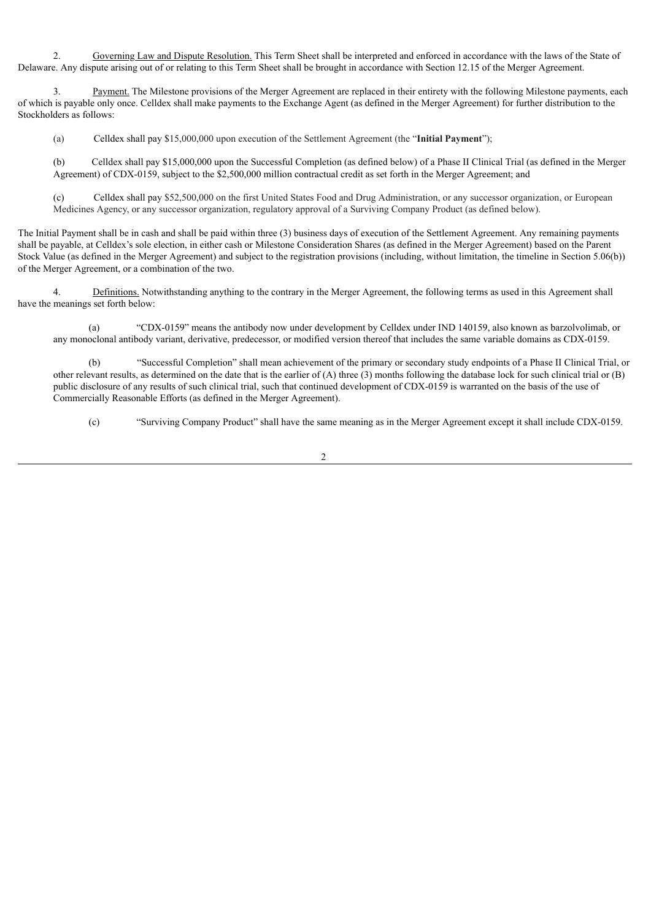2. Governing Law and Dispute Resolution. This Term Sheet shall be interpreted and enforced in accordance with the laws of the State of Delaware. Any dispute arising out of or relating to this Term Sheet shall be brought in accordance with Section 12.15 of the Merger Agreement.

3. Payment. The Milestone provisions of the Merger Agreement are replaced in their entirety with the following Milestone payments, each of which is payable only once. Celldex shall make payments to the Exchange Agent (as defined in the Merger Agreement) for further distribution to the Stockholders as follows:

(a) Celldex shall pay $15,000,000 upon execution of the Settlement Agreement (the "**Initial Payment**");

(b) Celldex shall pay $15,000,000 upon the Successful Completion (as defined below) of a Phase II Clinical Trial (as defined in the Merger Agreement) of CDX-0159, subject to the $2,500,000 million contractual credit as set forth in the Merger Agreement; and

(c) Celldex shall pay $52,500,000 on the first United States Food and Drug Administration, or any successor organization, or European Medicines Agency, or any successor organization, regulatory approval of a Surviving Company Product (as defined below).

The Initial Payment shall be in cash and shall be paid within three (3) business days of execution of the Settlement Agreement. Any remaining payments shall be payable, at Celldex's sole election, in either cash or Milestone Consideration Shares (as defined in the Merger Agreement) based on the Parent Stock Value (as defined in the Merger Agreement) and subject to the registration provisions (including, without limitation, the timeline in Section 5.06(b)) of the Merger Agreement, or a combination of the two.

4. Definitions. Notwithstanding anything to the contrary in the Merger Agreement, the following terms as used in this Agreement shall have the meanings set forth below:

(a) "CDX-0159" means the antibody now under development by Celldex under IND 140159, also known as barzolvolimab, or any monoclonal antibody variant, derivative, predecessor, or modified version thereof that includes the same variable domains as CDX-0159.

(b) "Successful Completion" shall mean achievement of the primary or secondary study endpoints of a Phase II Clinical Trial, or other relevant results, as determined on the date that is the earlier of (A) three (3) months following the database lock for such clinical trial or (B) public disclosure of any results of such clinical trial, such that continued development of CDX-0159 is warranted on the basis of the use of Commercially Reasonable Efforts (as defined in the Merger Agreement).

(c) "Surviving Company Product" shall have the same meaning as in the Merger Agreement except it shall include CDX-0159.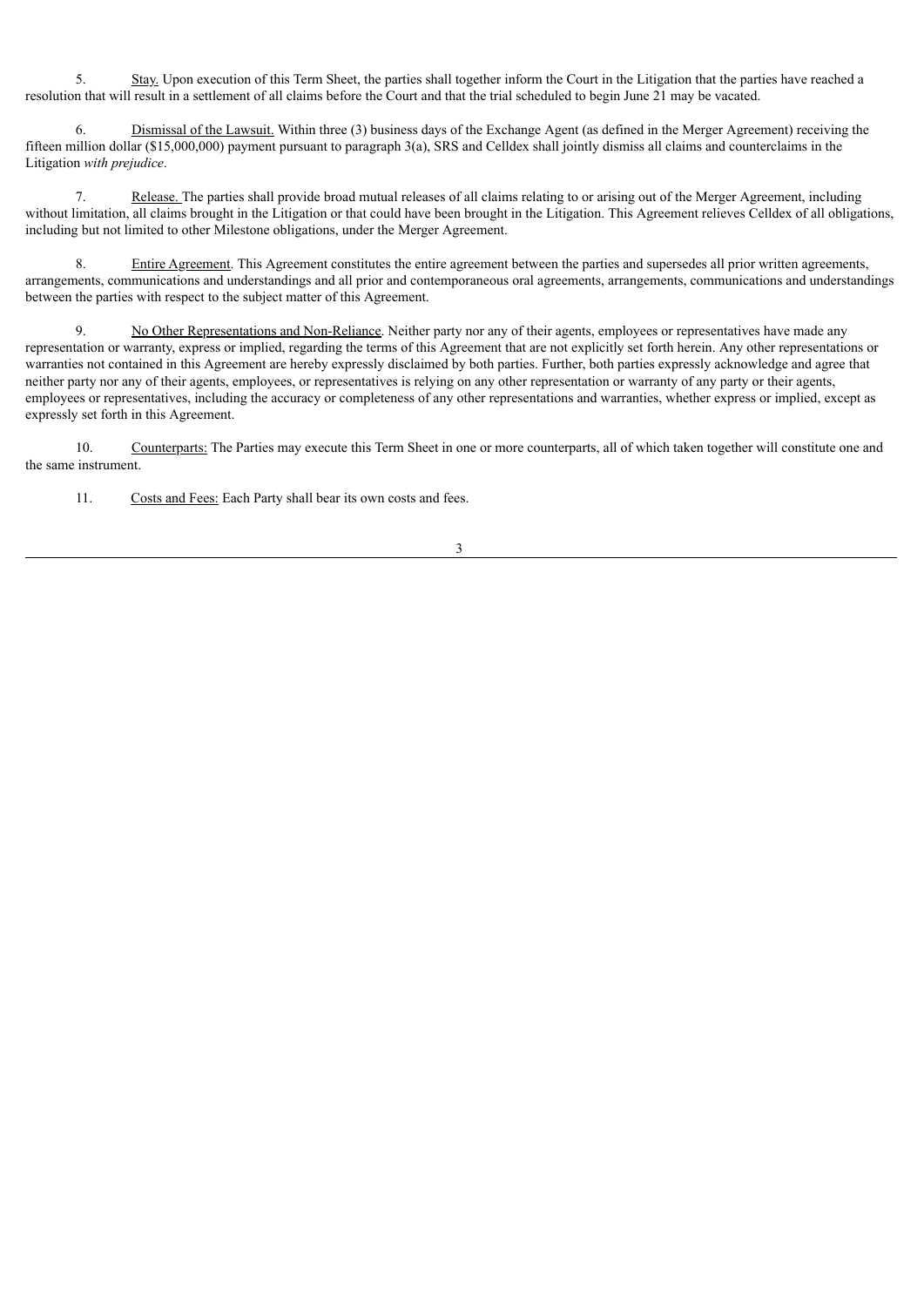5. Stay. Upon execution of this Term Sheet, the parties shall together inform the Court in the Litigation that the parties have reached a resolution that will result in a settlement of all claims before the Court and that the trial scheduled to begin June 21 may be vacated.

6. Dismissal of the Lawsuit. Within three (3) business days of the Exchange Agent (as defined in the Merger Agreement) receiving the fifteen million dollar ($15,000,000) payment pursuant to paragraph 3(a), SRS and Celldex shall jointly dismiss all claims and counterclaims in the Litigation *with prejudice*.

7. Release. The parties shall provide broad mutual releases of all claims relating to or arising out of the Merger Agreement, including without limitation, all claims brought in the Litigation or that could have been brought in the Litigation. This Agreement relieves Celldex of all obligations, including but not limited to other Milestone obligations, under the Merger Agreement.

8. Entire Agreement. This Agreement constitutes the entire agreement between the parties and supersedes all prior written agreements, arrangements, communications and understandings and all prior and contemporaneous oral agreements, arrangements, communications and understandings between the parties with respect to the subject matter of this Agreement.

9. No Other Representations and Non-Reliance. Neither party nor any of their agents, employees or representatives have made any representation or warranty, express or implied, regarding the terms of this Agreement that are not explicitly set forth herein. Any other representations or warranties not contained in this Agreement are hereby expressly disclaimed by both parties. Further, both parties expressly acknowledge and agree that neither party nor any of their agents, employees, or representatives is relying on any other representation or warranty of any party or their agents, employees or representatives, including the accuracy or completeness of any other representations and warranties, whether express or implied, except as expressly set forth in this Agreement.

10. Counterparts: The Parties may execute this Term Sheet in one or more counterparts, all of which taken together will constitute one and the same instrument.

11. Costs and Fees: Each Party shall bear its own costs and fees.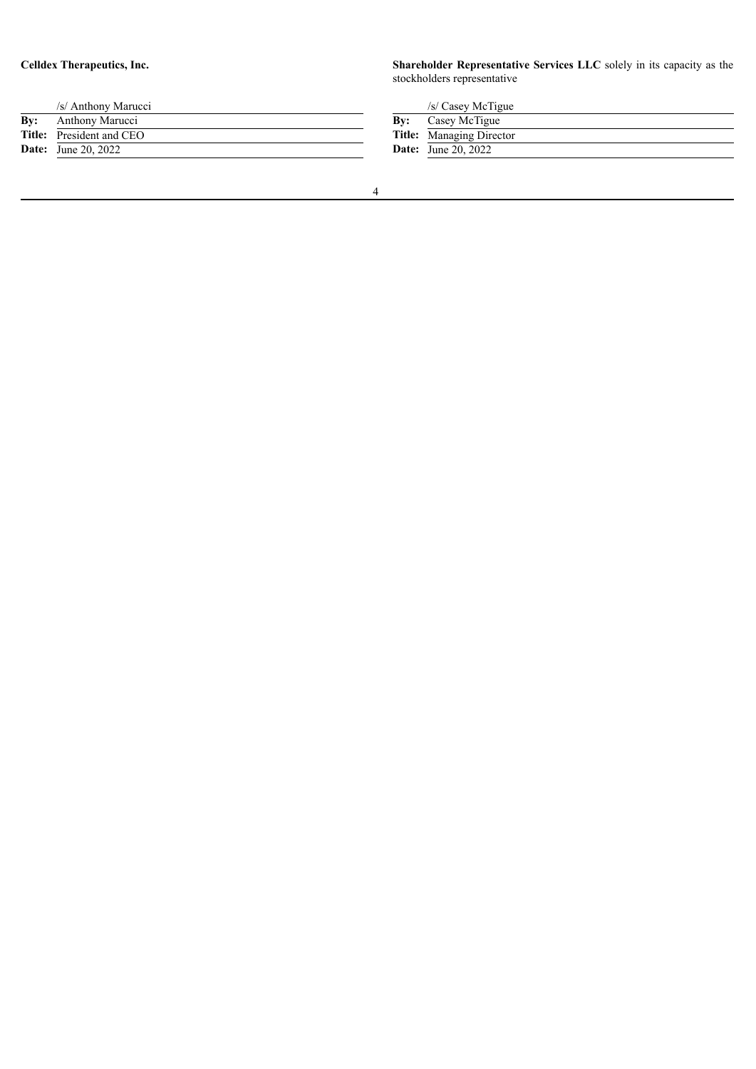**Celldex Therapeutics, Inc.**

/s/ Anthony Marucci

**By:** Anthony Marucci

**Title:** President and CEO

**Date:** June 20, 2022

**Shareholder Representative Services LLC** solely in its capacity as the stockholders representative

/s/ Casey McTigue

**By:** Casey McTigue

**Title:** Managing Director

**Date:** June 20, 2022